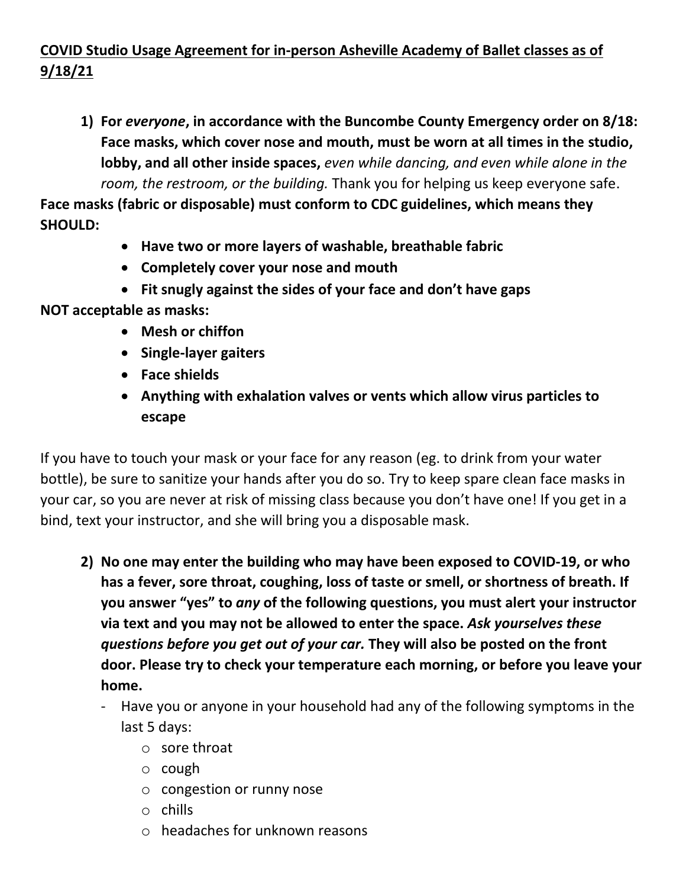**<u>COVID Studio Usage Agreement for in-person Asheville Academy of Ballet classes as of 9/18/21</u>**

1) **For *everyone*, in accordance with the Buncombe County Emergency order on 8/18: Face masks, which cover nose and mouth, must be worn at all times in the studio, lobby, and all other inside spaces,** *even while dancing, and even while alone in the room, the restroom, or the building.* Thank you for helping us keep everyone safe.

**Face masks (fabric or disposable) must conform to CDC guidelines, which means they SHOULD:**

- **Have two or more layers of washable, breathable fabric**
- **Completely cover your nose and mouth**
- **Fit snugly against the sides of your face and don't have gaps**

**NOT acceptable as masks:**

- **Mesh or chiffon**
- **Single-layer gaiters**
- **Face shields**
- **Anything with exhalation valves or vents which allow virus particles to escape**

If you have to touch your mask or your face for any reason (eg. to drink from your water bottle), be sure to sanitize your hands after you do so. Try to keep spare clean face masks in your car, so you are never at risk of missing class because you don't have one! If you get in a bind, text your instructor, and she will bring you a disposable mask.

2) **No one may enter the building who may have been exposed to COVID-19, or who has a fever, sore throat, coughing, loss of taste or smell, or shortness of breath. If you answer "yes" to *any* of the following questions, you must alert your instructor via text and you may not be allowed to enter the space. *Ask yourselves these questions before you get out of your car.* They will also be posted on the front door. Please try to check your temperature each morning, or before you leave your home.**
   - Have you or anyone in your household had any of the following symptoms in the last 5 days:
     - sore throat
     - cough
     - congestion or runny nose
     - chills
     - headaches for unknown reasons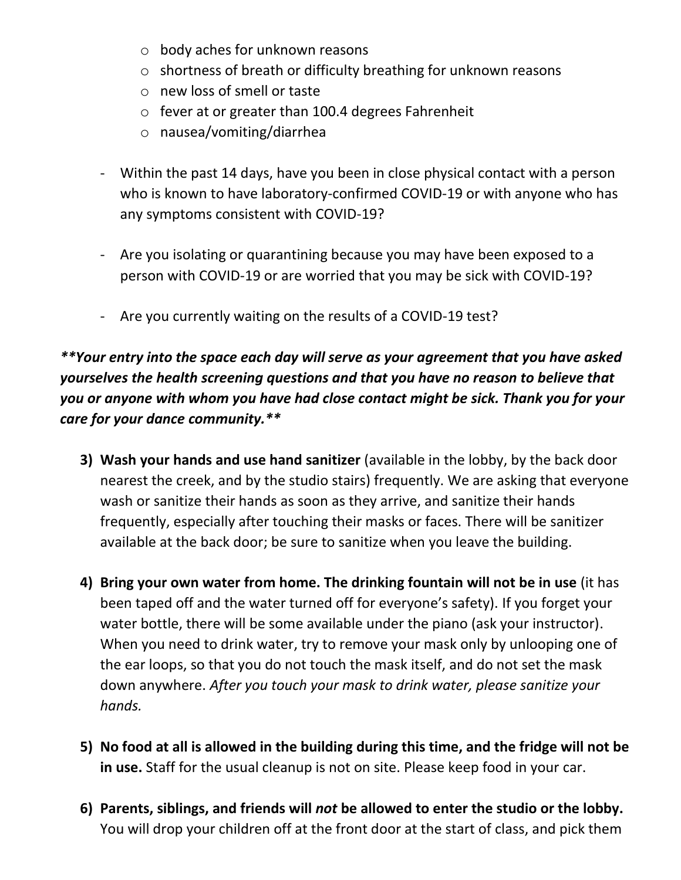- body aches for unknown reasons
  - shortness of breath or difficulty breathing for unknown reasons
  - new loss of smell or taste
  - fever at or greater than 100.4 degrees Fahrenheit
  - nausea/vomiting/diarrhea

- Within the past 14 days, have you been in close physical contact with a person who is known to have laboratory-confirmed COVID-19 or with anyone who has any symptoms consistent with COVID-19?

- Are you isolating or quarantining because you may have been exposed to a person with COVID-19 or are worried that you may be sick with COVID-19?

- Are you currently waiting on the results of a COVID-19 test?

***\*\*Your entry into the space each day will serve as your agreement that you have asked yourselves the health screening questions and that you have no reason to believe that you or anyone with whom you have had close contact might be sick. Thank you for your care for your dance community.\*\****

3) **Wash your hands and use hand sanitizer** (available in the lobby, by the back door nearest the creek, and by the studio stairs) frequently. We are asking that everyone wash or sanitize their hands as soon as they arrive, and sanitize their hands frequently, especially after touching their masks or faces. There will be sanitizer available at the back door; be sure to sanitize when you leave the building.

4) **Bring your own water from home. The drinking fountain will not be in use** (it has been taped off and the water turned off for everyone's safety). If you forget your water bottle, there will be some available under the piano (ask your instructor). When you need to drink water, try to remove your mask only by unlooping one of the ear loops, so that you do not touch the mask itself, and do not set the mask down anywhere. *After you touch your mask to drink water, please sanitize your hands.*

5) **No food at all is allowed in the building during this time, and the fridge will not be in use.** Staff for the usual cleanup is not on site. Please keep food in your car.

6) **Parents, siblings, and friends will *not* be allowed to enter the studio or the lobby.** You will drop your children off at the front door at the start of class, and pick them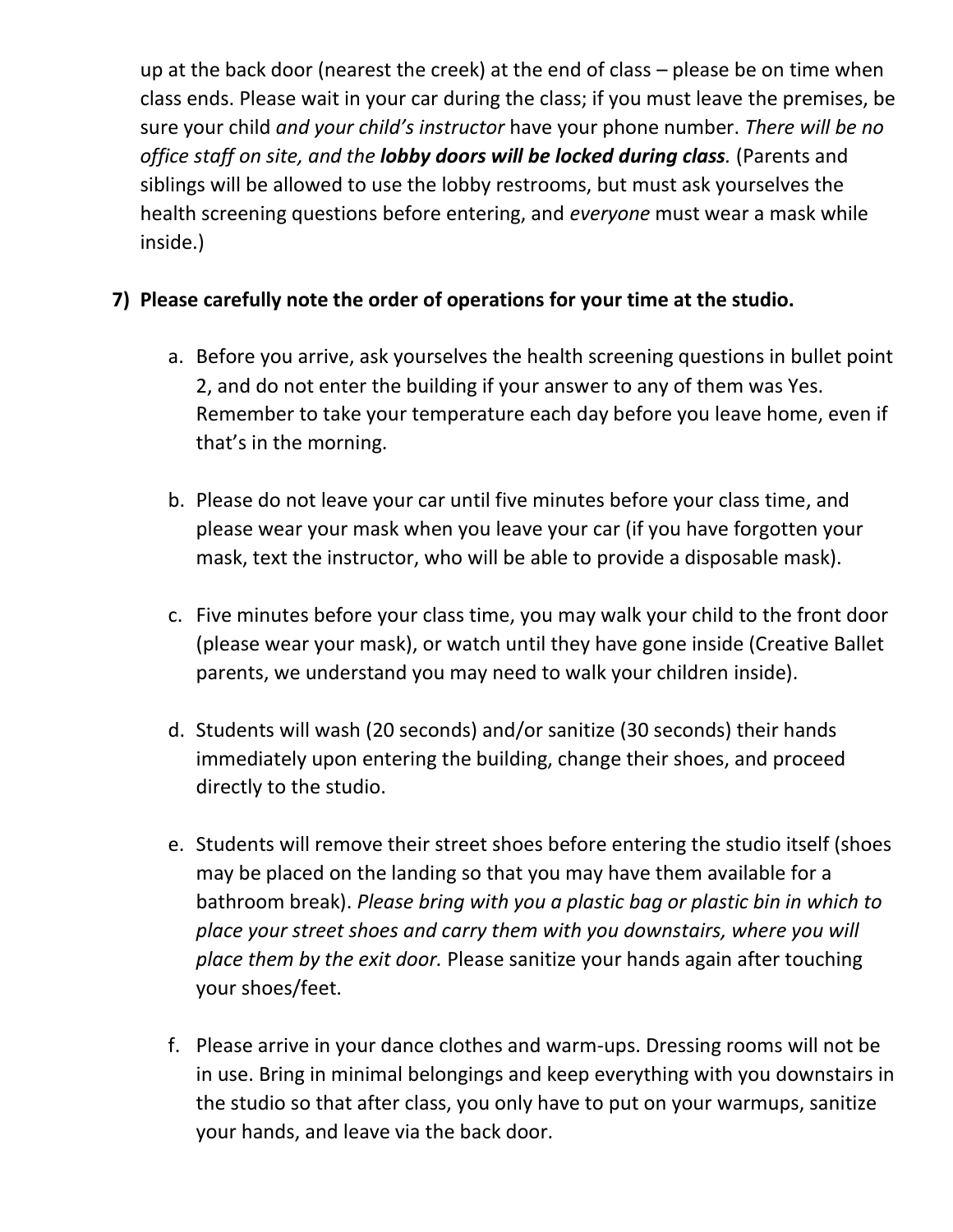up at the back door (nearest the creek) at the end of class – please be on time when class ends. Please wait in your car during the class; if you must leave the premises, be sure your child *and your child's instructor* have your phone number. *There will be no office staff on site, and the* ***lobby doors will be locked during class.*** (Parents and siblings will be allowed to use the lobby restrooms, but must ask yourselves the health screening questions before entering, and *everyone* must wear a mask while inside.)

7) **Please carefully note the order of operations for your time at the studio.**

   a. Before you arrive, ask yourselves the health screening questions in bullet point 2, and do not enter the building if your answer to any of them was Yes. Remember to take your temperature each day before you leave home, even if that's in the morning.

   b. Please do not leave your car until five minutes before your class time, and please wear your mask when you leave your car (if you have forgotten your mask, text the instructor, who will be able to provide a disposable mask).

   c. Five minutes before your class time, you may walk your child to the front door (please wear your mask), or watch until they have gone inside (Creative Ballet parents, we understand you may need to walk your children inside).

   d. Students will wash (20 seconds) and/or sanitize (30 seconds) their hands immediately upon entering the building, change their shoes, and proceed directly to the studio.

   e. Students will remove their street shoes before entering the studio itself (shoes may be placed on the landing so that you may have them available for a bathroom break). *Please bring with you a plastic bag or plastic bin in which to place your street shoes and carry them with you downstairs, where you will place them by the exit door.* Please sanitize your hands again after touching your shoes/feet.

   f. Please arrive in your dance clothes and warm-ups. Dressing rooms will not be in use. Bring in minimal belongings and keep everything with you downstairs in the studio so that after class, you only have to put on your warmups, sanitize your hands, and leave via the back door.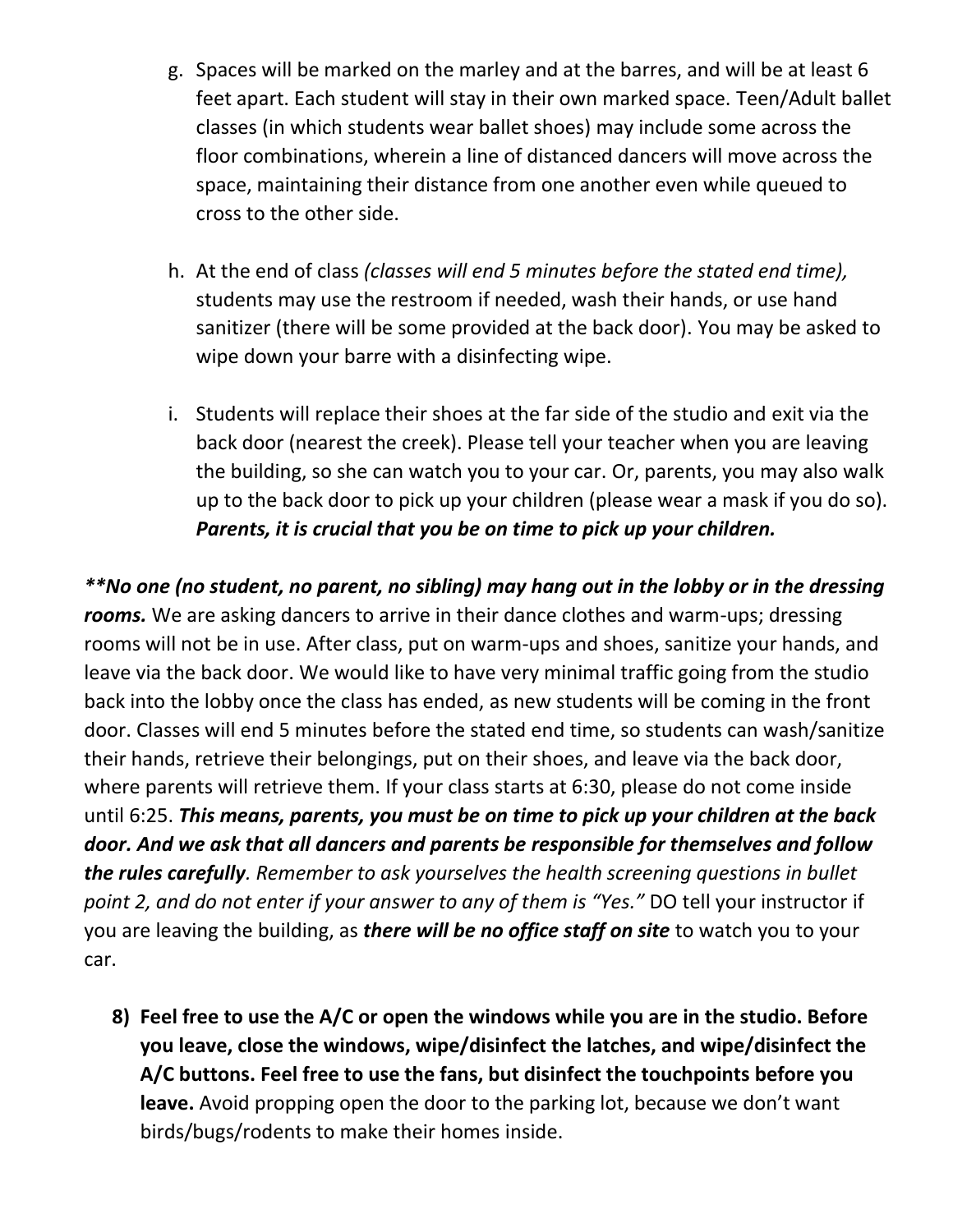g. Spaces will be marked on the marley and at the barres, and will be at least 6 feet apart. Each student will stay in their own marked space. Teen/Adult ballet classes (in which students wear ballet shoes) may include some across the floor combinations, wherein a line of distanced dancers will move across the space, maintaining their distance from one another even while queued to cross to the other side.

h. At the end of class *(classes will end 5 minutes before the stated end time),* students may use the restroom if needed, wash their hands, or use hand sanitizer (there will be some provided at the back door). You may be asked to wipe down your barre with a disinfecting wipe.

i. Students will replace their shoes at the far side of the studio and exit via the back door (nearest the creek). Please tell your teacher when you are leaving the building, so she can watch you to your car. Or, parents, you may also walk up to the back door to pick up your children (please wear a mask if you do so). ***Parents, it is crucial that you be on time to pick up your children.***

***\*\*No one (no student, no parent, no sibling) may hang out in the lobby or in the dressing rooms.*** We are asking dancers to arrive in their dance clothes and warm-ups; dressing rooms will not be in use. After class, put on warm-ups and shoes, sanitize your hands, and leave via the back door. We would like to have very minimal traffic going from the studio back into the lobby once the class has ended, as new students will be coming in the front door. Classes will end 5 minutes before the stated end time, so students can wash/sanitize their hands, retrieve their belongings, put on their shoes, and leave via the back door, where parents will retrieve them. If your class starts at 6:30, please do not come inside until 6:25. ***This means, parents, you must be on time to pick up your children at the back door. And we ask that all dancers and parents be responsible for themselves and follow the rules carefully**. Remember to ask yourselves the health screening questions in bullet point 2, and do not enter if your answer to any of them is "Yes."* DO tell your instructor if you are leaving the building, as ***there will be no office staff on site*** to watch you to your car.

8) **Feel free to use the A/C or open the windows while you are in the studio. Before you leave, close the windows, wipe/disinfect the latches, and wipe/disinfect the A/C buttons. Feel free to use the fans, but disinfect the touchpoints before you leave.** Avoid propping open the door to the parking lot, because we don't want birds/bugs/rodents to make their homes inside.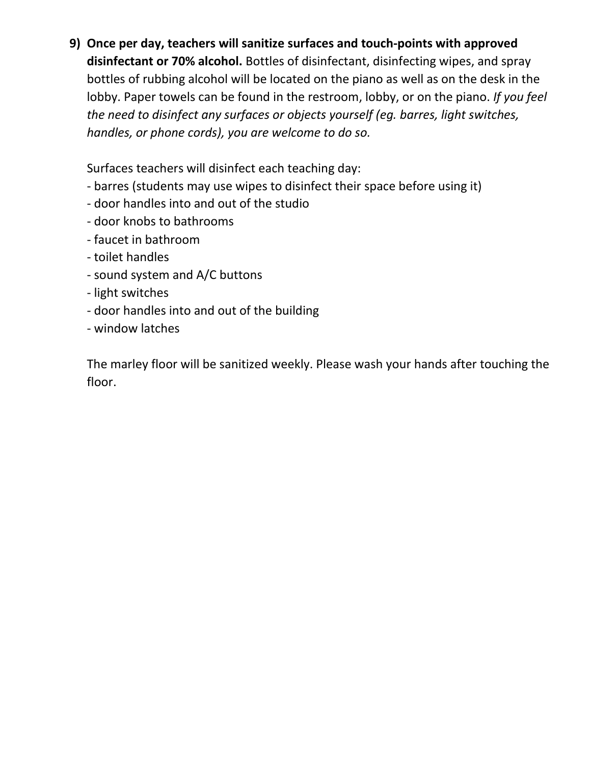9) **Once per day, teachers will sanitize surfaces and touch-points with approved disinfectant or 70% alcohol.** Bottles of disinfectant, disinfecting wipes, and spray bottles of rubbing alcohol will be located on the piano as well as on the desk in the lobby. Paper towels can be found in the restroom, lobby, or on the piano. *If you feel the need to disinfect any surfaces or objects yourself (eg. barres, light switches, handles, or phone cords), you are welcome to do so.*

   Surfaces teachers will disinfect each teaching day:
   - barres (students may use wipes to disinfect their space before using it)
   - door handles into and out of the studio
   - door knobs to bathrooms
   - faucet in bathroom
   - toilet handles
   - sound system and A/C buttons
   - light switches
   - door handles into and out of the building
   - window latches

   The marley floor will be sanitized weekly. Please wash your hands after touching the floor.